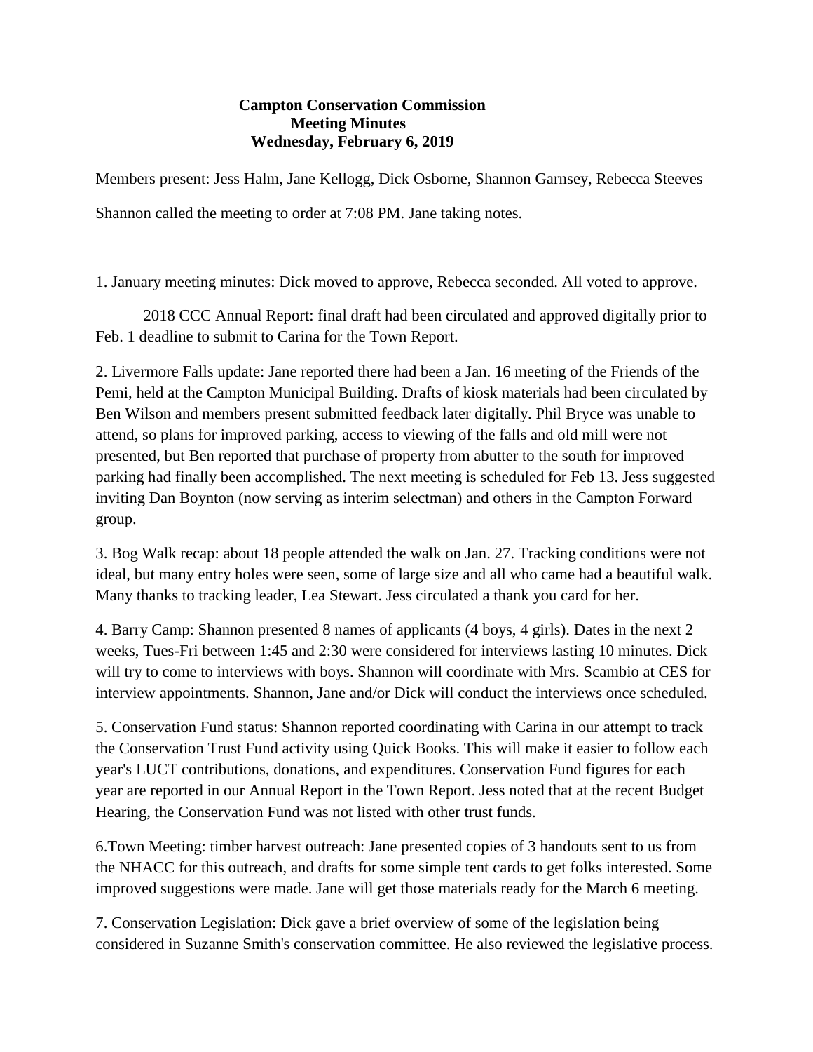**Campton Conservation Commission**
**Meeting Minutes**
**Wednesday, February 6, 2019**

Members present: Jess Halm, Jane Kellogg, Dick Osborne, Shannon Garnsey, Rebecca Steeves

Shannon called the meeting to order at 7:08 PM. Jane taking notes.

1. January meeting minutes: Dick moved to approve, Rebecca seconded. All voted to approve.

   2018 CCC Annual Report: final draft had been circulated and approved digitally prior to Feb. 1 deadline to submit to Carina for the Town Report.

2. Livermore Falls update: Jane reported there had been a Jan. 16 meeting of the Friends of the Pemi, held at the Campton Municipal Building. Drafts of kiosk materials had been circulated by Ben Wilson and members present submitted feedback later digitally. Phil Bryce was unable to attend, so plans for improved parking, access to viewing of the falls and old mill were not presented, but Ben reported that purchase of property from abutter to the south for improved parking had finally been accomplished. The next meeting is scheduled for Feb 13. Jess suggested inviting Dan Boynton (now serving as interim selectman) and others in the Campton Forward group.

3. Bog Walk recap: about 18 people attended the walk on Jan. 27. Tracking conditions were not ideal, but many entry holes were seen, some of large size and all who came had a beautiful walk. Many thanks to tracking leader, Lea Stewart. Jess circulated a thank you card for her.

4. Barry Camp: Shannon presented 8 names of applicants (4 boys, 4 girls). Dates in the next 2 weeks, Tues-Fri between 1:45 and 2:30 were considered for interviews lasting 10 minutes. Dick will try to come to interviews with boys. Shannon will coordinate with Mrs. Scambio at CES for interview appointments. Shannon, Jane and/or Dick will conduct the interviews once scheduled.

5. Conservation Fund status: Shannon reported coordinating with Carina in our attempt to track the Conservation Trust Fund activity using Quick Books. This will make it easier to follow each year's LUCT contributions, donations, and expenditures. Conservation Fund figures for each year are reported in our Annual Report in the Town Report. Jess noted that at the recent Budget Hearing, the Conservation Fund was not listed with other trust funds.

6. Town Meeting: timber harvest outreach: Jane presented copies of 3 handouts sent to us from the NHACC for this outreach, and drafts for some simple tent cards to get folks interested. Some improved suggestions were made. Jane will get those materials ready for the March 6 meeting.

7. Conservation Legislation: Dick gave a brief overview of some of the legislation being considered in Suzanne Smith's conservation committee. He also reviewed the legislative process.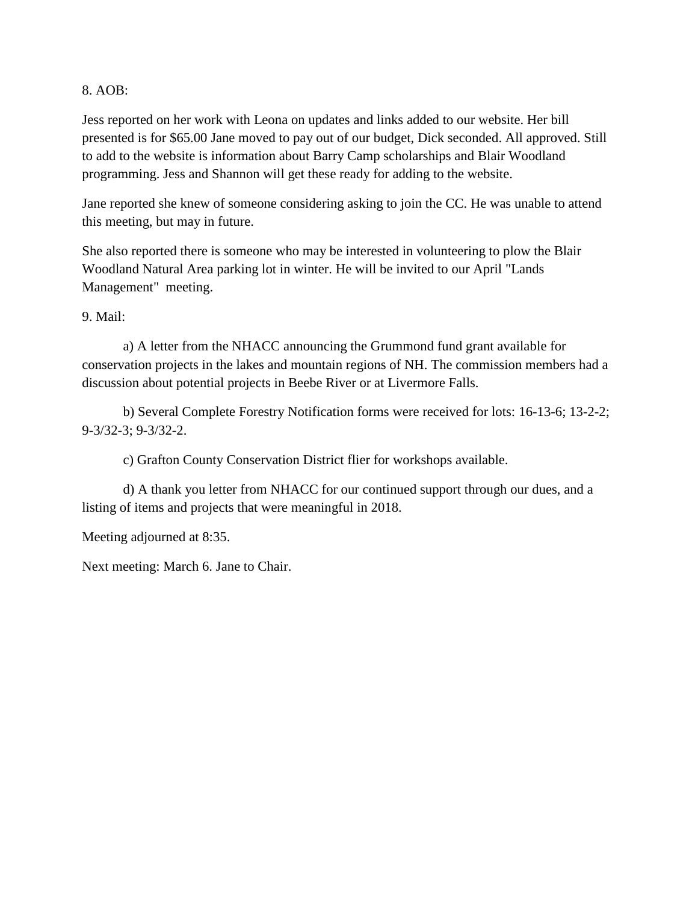8. AOB:

Jess reported on her work with Leona on updates and links added to our website. Her bill presented is for $65.00 Jane moved to pay out of our budget, Dick seconded. All approved. Still to add to the website is information about Barry Camp scholarships and Blair Woodland programming. Jess and Shannon will get these ready for adding to the website.

Jane reported she knew of someone considering asking to join the CC. He was unable to attend this meeting, but may in future.

She also reported there is someone who may be interested in volunteering to plow the Blair Woodland Natural Area parking lot in winter. He will be invited to our April "Lands Management" meeting.

9. Mail:

a) A letter from the NHACC announcing the Grummond fund grant available for conservation projects in the lakes and mountain regions of NH. The commission members had a discussion about potential projects in Beebe River or at Livermore Falls.

b) Several Complete Forestry Notification forms were received for lots: 16-13-6; 13-2-2; 9-3/32-3; 9-3/32-2.

c) Grafton County Conservation District flier for workshops available.

d) A thank you letter from NHACC for our continued support through our dues, and a listing of items and projects that were meaningful in 2018.

Meeting adjourned at 8:35.

Next meeting: March 6. Jane to Chair.